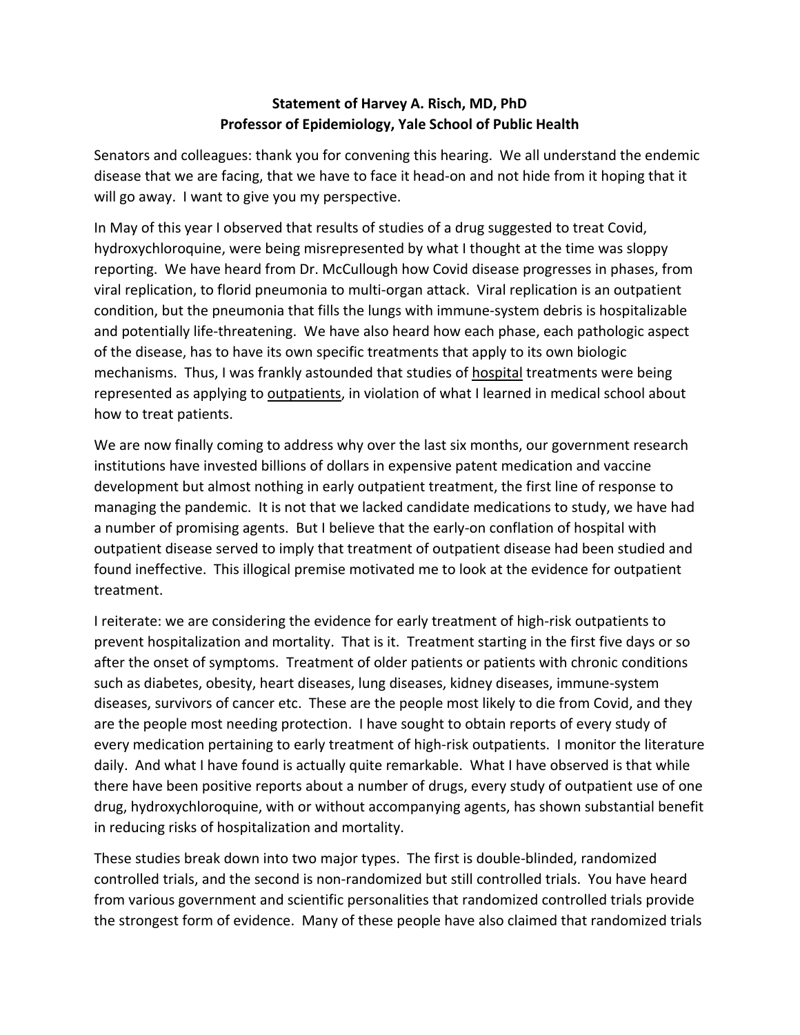**Statement of Harvey A. Risch, MD, PhD**
**Professor of Epidemiology, Yale School of Public Health**

Senators and colleagues: thank you for convening this hearing. We all understand the endemic disease that we are facing, that we have to face it head-on and not hide from it hoping that it will go away. I want to give you my perspective.

In May of this year I observed that results of studies of a drug suggested to treat Covid, hydroxychloroquine, were being misrepresented by what I thought at the time was sloppy reporting. We have heard from Dr. McCullough how Covid disease progresses in phases, from viral replication, to florid pneumonia to multi-organ attack. Viral replication is an outpatient condition, but the pneumonia that fills the lungs with immune-system debris is hospitalizable and potentially life-threatening. We have also heard how each phase, each pathologic aspect of the disease, has to have its own specific treatments that apply to its own biologic mechanisms. Thus, I was frankly astounded that studies of <u>hospital</u> treatments were being represented as applying to <u>outpatients</u>, in violation of what I learned in medical school about how to treat patients.

We are now finally coming to address why over the last six months, our government research institutions have invested billions of dollars in expensive patent medication and vaccine development but almost nothing in early outpatient treatment, the first line of response to managing the pandemic. It is not that we lacked candidate medications to study, we have had a number of promising agents. But I believe that the early-on conflation of hospital with outpatient disease served to imply that treatment of outpatient disease had been studied and found ineffective. This illogical premise motivated me to look at the evidence for outpatient treatment.

I reiterate: we are considering the evidence for early treatment of high-risk outpatients to prevent hospitalization and mortality. That is it. Treatment starting in the first five days or so after the onset of symptoms. Treatment of older patients or patients with chronic conditions such as diabetes, obesity, heart diseases, lung diseases, kidney diseases, immune-system diseases, survivors of cancer etc. These are the people most likely to die from Covid, and they are the people most needing protection. I have sought to obtain reports of every study of every medication pertaining to early treatment of high-risk outpatients. I monitor the literature daily. And what I have found is actually quite remarkable. What I have observed is that while there have been positive reports about a number of drugs, every study of outpatient use of one drug, hydroxychloroquine, with or without accompanying agents, has shown substantial benefit in reducing risks of hospitalization and mortality.

These studies break down into two major types. The first is double-blinded, randomized controlled trials, and the second is non-randomized but still controlled trials. You have heard from various government and scientific personalities that randomized controlled trials provide the strongest form of evidence. Many of these people have also claimed that randomized trials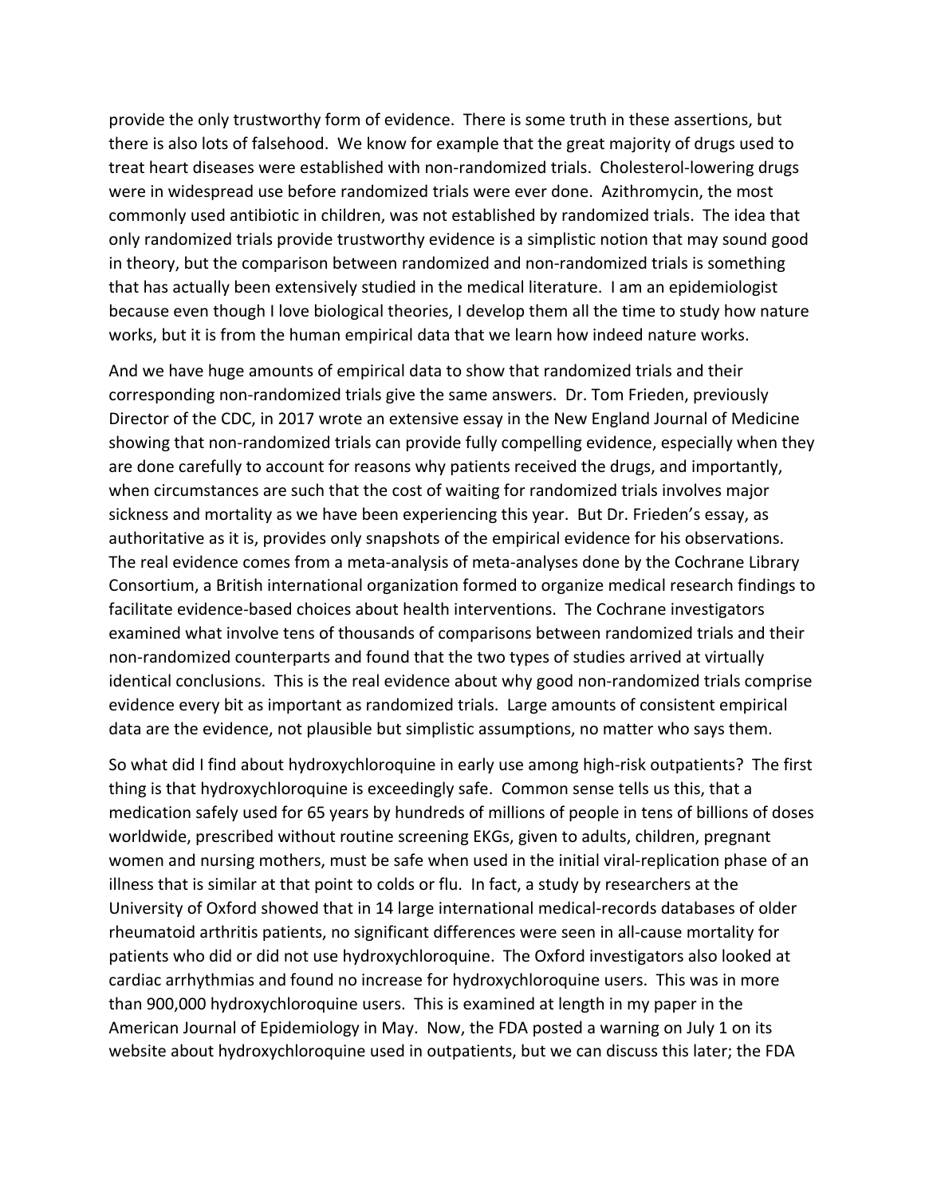provide the only trustworthy form of evidence. There is some truth in these assertions, but there is also lots of falsehood. We know for example that the great majority of drugs used to treat heart diseases were established with non-randomized trials. Cholesterol-lowering drugs were in widespread use before randomized trials were ever done. Azithromycin, the most commonly used antibiotic in children, was not established by randomized trials. The idea that only randomized trials provide trustworthy evidence is a simplistic notion that may sound good in theory, but the comparison between randomized and non-randomized trials is something that has actually been extensively studied in the medical literature. I am an epidemiologist because even though I love biological theories, I develop them all the time to study how nature works, but it is from the human empirical data that we learn how indeed nature works.

And we have huge amounts of empirical data to show that randomized trials and their corresponding non-randomized trials give the same answers. Dr. Tom Frieden, previously Director of the CDC, in 2017 wrote an extensive essay in the New England Journal of Medicine showing that non-randomized trials can provide fully compelling evidence, especially when they are done carefully to account for reasons why patients received the drugs, and importantly, when circumstances are such that the cost of waiting for randomized trials involves major sickness and mortality as we have been experiencing this year. But Dr. Frieden's essay, as authoritative as it is, provides only snapshots of the empirical evidence for his observations. The real evidence comes from a meta-analysis of meta-analyses done by the Cochrane Library Consortium, a British international organization formed to organize medical research findings to facilitate evidence-based choices about health interventions. The Cochrane investigators examined what involve tens of thousands of comparisons between randomized trials and their non-randomized counterparts and found that the two types of studies arrived at virtually identical conclusions. This is the real evidence about why good non-randomized trials comprise evidence every bit as important as randomized trials. Large amounts of consistent empirical data are the evidence, not plausible but simplistic assumptions, no matter who says them.

So what did I find about hydroxychloroquine in early use among high-risk outpatients? The first thing is that hydroxychloroquine is exceedingly safe. Common sense tells us this, that a medication safely used for 65 years by hundreds of millions of people in tens of billions of doses worldwide, prescribed without routine screening EKGs, given to adults, children, pregnant women and nursing mothers, must be safe when used in the initial viral-replication phase of an illness that is similar at that point to colds or flu. In fact, a study by researchers at the University of Oxford showed that in 14 large international medical-records databases of older rheumatoid arthritis patients, no significant differences were seen in all-cause mortality for patients who did or did not use hydroxychloroquine. The Oxford investigators also looked at cardiac arrhythmias and found no increase for hydroxychloroquine users. This was in more than 900,000 hydroxychloroquine users. This is examined at length in my paper in the American Journal of Epidemiology in May. Now, the FDA posted a warning on July 1 on its website about hydroxychloroquine used in outpatients, but we can discuss this later; the FDA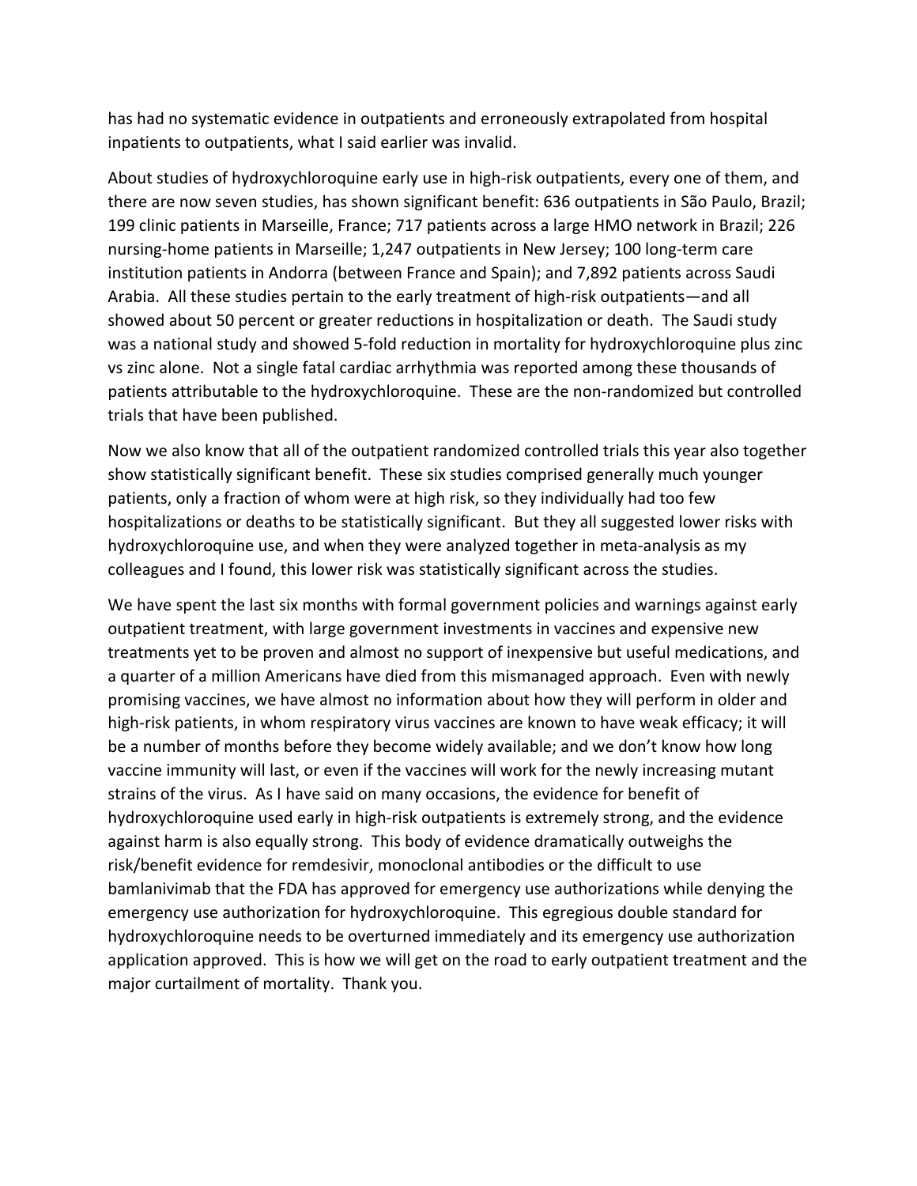has had no systematic evidence in outpatients and erroneously extrapolated from hospital inpatients to outpatients, what I said earlier was invalid.

About studies of hydroxychloroquine early use in high-risk outpatients, every one of them, and there are now seven studies, has shown significant benefit: 636 outpatients in São Paulo, Brazil; 199 clinic patients in Marseille, France; 717 patients across a large HMO network in Brazil; 226 nursing-home patients in Marseille; 1,247 outpatients in New Jersey; 100 long-term care institution patients in Andorra (between France and Spain); and 7,892 patients across Saudi Arabia. All these studies pertain to the early treatment of high-risk outpatients—and all showed about 50 percent or greater reductions in hospitalization or death. The Saudi study was a national study and showed 5-fold reduction in mortality for hydroxychloroquine plus zinc vs zinc alone. Not a single fatal cardiac arrhythmia was reported among these thousands of patients attributable to the hydroxychloroquine. These are the non-randomized but controlled trials that have been published.

Now we also know that all of the outpatient randomized controlled trials this year also together show statistically significant benefit. These six studies comprised generally much younger patients, only a fraction of whom were at high risk, so they individually had too few hospitalizations or deaths to be statistically significant. But they all suggested lower risks with hydroxychloroquine use, and when they were analyzed together in meta-analysis as my colleagues and I found, this lower risk was statistically significant across the studies.

We have spent the last six months with formal government policies and warnings against early outpatient treatment, with large government investments in vaccines and expensive new treatments yet to be proven and almost no support of inexpensive but useful medications, and a quarter of a million Americans have died from this mismanaged approach. Even with newly promising vaccines, we have almost no information about how they will perform in older and high-risk patients, in whom respiratory virus vaccines are known to have weak efficacy; it will be a number of months before they become widely available; and we don't know how long vaccine immunity will last, or even if the vaccines will work for the newly increasing mutant strains of the virus. As I have said on many occasions, the evidence for benefit of hydroxychloroquine used early in high-risk outpatients is extremely strong, and the evidence against harm is also equally strong. This body of evidence dramatically outweighs the risk/benefit evidence for remdesivir, monoclonal antibodies or the difficult to use bamlanivimab that the FDA has approved for emergency use authorizations while denying the emergency use authorization for hydroxychloroquine. This egregious double standard for hydroxychloroquine needs to be overturned immediately and its emergency use authorization application approved. This is how we will get on the road to early outpatient treatment and the major curtailment of mortality. Thank you.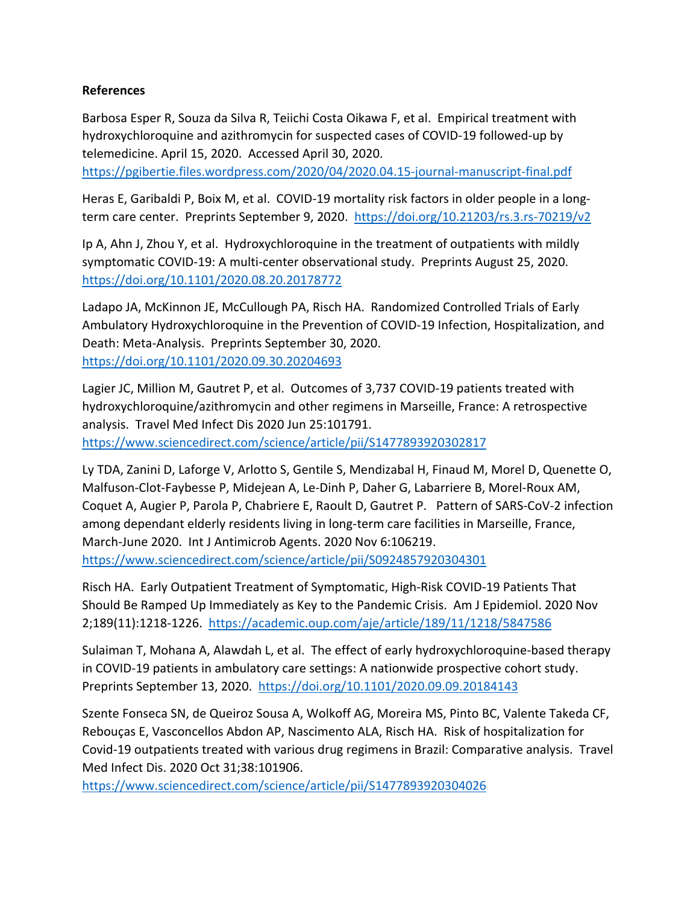**References**

Barbosa Esper R, Souza da Silva R, Teiichi Costa Oikawa F, et al. Empirical treatment with hydroxychloroquine and azithromycin for suspected cases of COVID-19 followed-up by telemedicine. April 15, 2020. Accessed April 30, 2020. https://pgibertie.files.wordpress.com/2020/04/2020.04.15-journal-manuscript-final.pdf

Heras E, Garibaldi P, Boix M, et al. COVID-19 mortality risk factors in older people in a long-term care center. Preprints September 9, 2020. https://doi.org/10.21203/rs.3.rs-70219/v2

Ip A, Ahn J, Zhou Y, et al. Hydroxychloroquine in the treatment of outpatients with mildly symptomatic COVID-19: A multi-center observational study. Preprints August 25, 2020. https://doi.org/10.1101/2020.08.20.20178772

Ladapo JA, McKinnon JE, McCullough PA, Risch HA. Randomized Controlled Trials of Early Ambulatory Hydroxychloroquine in the Prevention of COVID-19 Infection, Hospitalization, and Death: Meta-Analysis. Preprints September 30, 2020. https://doi.org/10.1101/2020.09.30.20204693

Lagier JC, Million M, Gautret P, et al. Outcomes of 3,737 COVID-19 patients treated with hydroxychloroquine/azithromycin and other regimens in Marseille, France: A retrospective analysis. Travel Med Infect Dis 2020 Jun 25:101791. https://www.sciencedirect.com/science/article/pii/S1477893920302817

Ly TDA, Zanini D, Laforge V, Arlotto S, Gentile S, Mendizabal H, Finaud M, Morel D, Quenette O, Malfuson-Clot-Faybesse P, Midejean A, Le-Dinh P, Daher G, Labarriere B, Morel-Roux AM, Coquet A, Augier P, Parola P, Chabriere E, Raoult D, Gautret P. Pattern of SARS-CoV-2 infection among dependant elderly residents living in long-term care facilities in Marseille, France, March-June 2020. Int J Antimicrob Agents. 2020 Nov 6:106219. https://www.sciencedirect.com/science/article/pii/S0924857920304301

Risch HA. Early Outpatient Treatment of Symptomatic, High-Risk COVID-19 Patients That Should Be Ramped Up Immediately as Key to the Pandemic Crisis. Am J Epidemiol. 2020 Nov 2;189(11):1218-1226. https://academic.oup.com/aje/article/189/11/1218/5847586

Sulaiman T, Mohana A, Alawdah L, et al. The effect of early hydroxychloroquine-based therapy in COVID-19 patients in ambulatory care settings: A nationwide prospective cohort study. Preprints September 13, 2020. https://doi.org/10.1101/2020.09.09.20184143

Szente Fonseca SN, de Queiroz Sousa A, Wolkoff AG, Moreira MS, Pinto BC, Valente Takeda CF, Rebouças E, Vasconcellos Abdon AP, Nascimento ALA, Risch HA. Risk of hospitalization for Covid-19 outpatients treated with various drug regimens in Brazil: Comparative analysis. Travel Med Infect Dis. 2020 Oct 31;38:101906. https://www.sciencedirect.com/science/article/pii/S1477893920304026